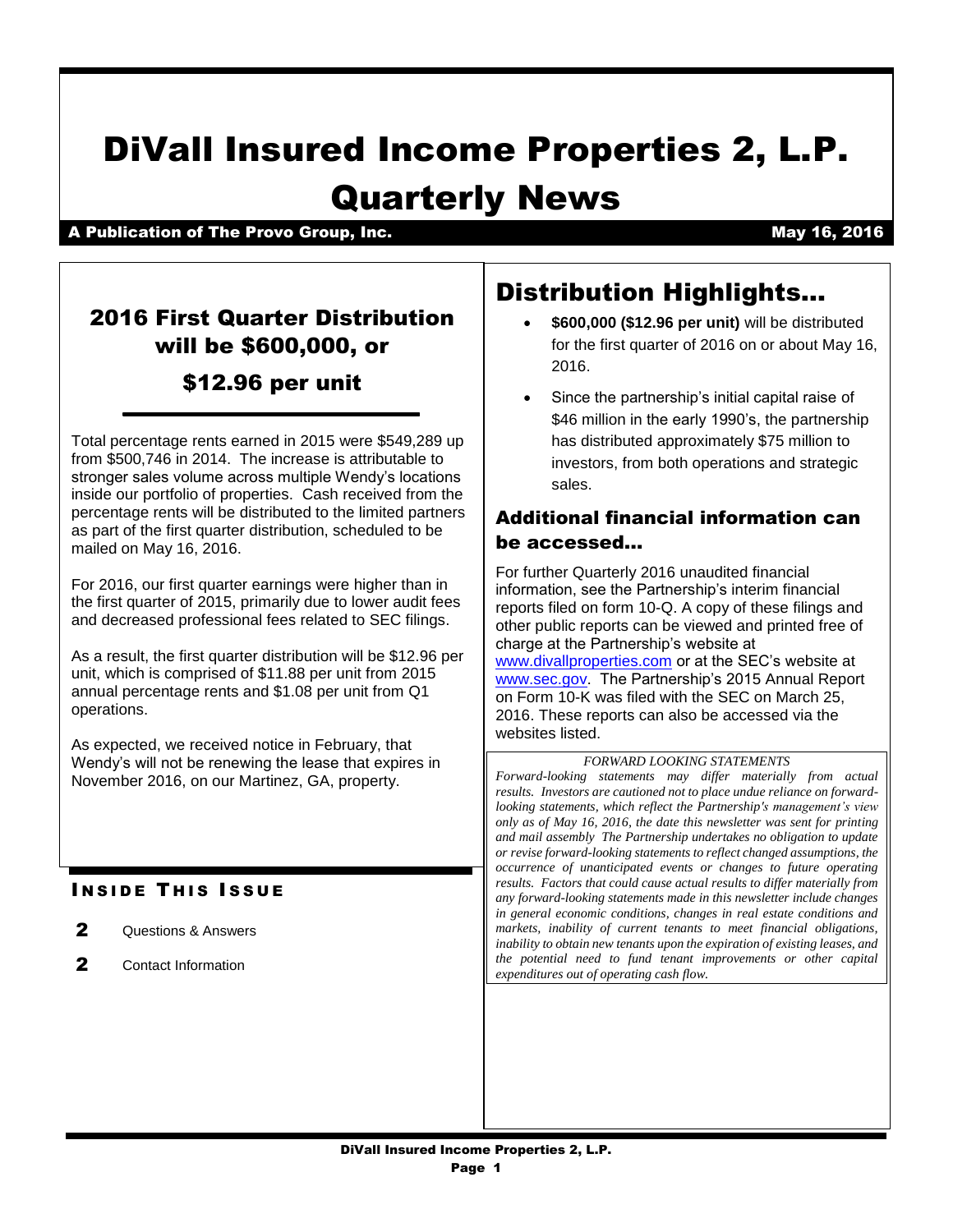# DiVall Insured Income Properties 2, L.P.
# Quarterly News

**A Publication of The Provo Group, Inc.** **May 16, 2016**

## 2016 First Quarter Distribution will be $600,000, or $12.96 per unit

Total percentage rents earned in 2015 were $549,289 up from $500,746 in 2014. The increase is attributable to stronger sales volume across multiple Wendy's locations inside our portfolio of properties. Cash received from the percentage rents will be distributed to the limited partners as part of the first quarter distribution, scheduled to be mailed on May 16, 2016.

For 2016, our first quarter earnings were higher than in the first quarter of 2015, primarily due to lower audit fees and decreased professional fees related to SEC filings.

As a result, the first quarter distribution will be $12.96 per unit, which is comprised of $11.88 per unit from 2015 annual percentage rents and $1.08 per unit from Q1 operations.

As expected, we received notice in February, that Wendy's will not be renewing the lease that expires in November 2016, on our Martinez, GA, property.

### Inside This Issue

- **2** Questions & Answers
- **2** Contact Information

## Distribution Highlights…

- **$600,000 ($12.96 per unit)** will be distributed for the first quarter of 2016 on or about May 16, 2016.
- Since the partnership's initial capital raise of $46 million in the early 1990's, the partnership has distributed approximately $75 million to investors, from both operations and strategic sales.

### Additional financial information can be accessed…

For further Quarterly 2016 unaudited financial information, see the Partnership's interim financial reports filed on form 10-Q. A copy of these filings and other public reports can be viewed and printed free of charge at the Partnership's website at www.divallproperties.com or at the SEC's website at www.sec.gov. The Partnership's 2015 Annual Report on Form 10-K was filed with the SEC on March 25, 2016. These reports can also be accessed via the websites listed.

*FORWARD LOOKING STATEMENTS*

*Forward-looking statements may differ materially from actual results. Investors are cautioned not to place undue reliance on forward-looking statements, which reflect the Partnership's management's view only as of May 16, 2016, the date this newsletter was sent for printing and mail assembly The Partnership undertakes no obligation to update or revise forward-looking statements to reflect changed assumptions, the occurrence of unanticipated events or changes to future operating results. Factors that could cause actual results to differ materially from any forward-looking statements made in this newsletter include changes in general economic conditions, changes in real estate conditions and markets, inability of current tenants to meet financial obligations, inability to obtain new tenants upon the expiration of existing leases, and the potential need to fund tenant improvements or other capital expenditures out of operating cash flow.*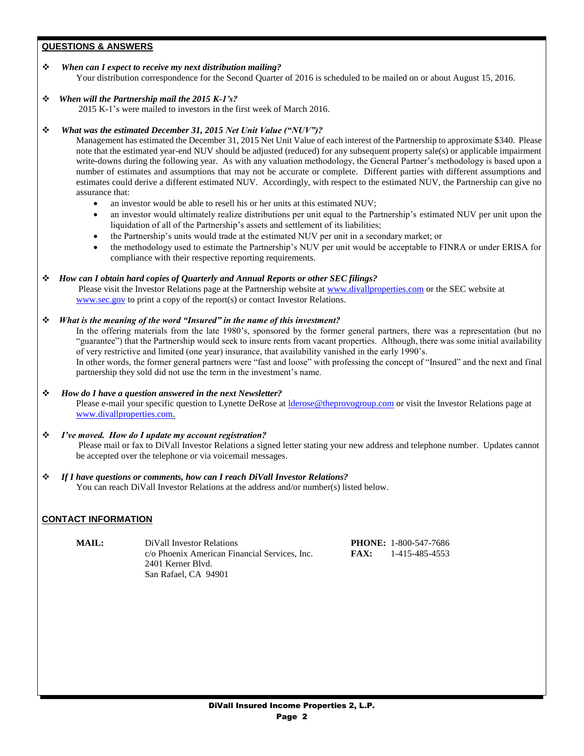## QUESTIONS & ANSWERS

❖ ***When can I expect to receive my next distribution mailing?***
Your distribution correspondence for the Second Quarter of 2016 is scheduled to be mailed on or about August 15, 2016.

❖ ***When will the Partnership mail the 2015 K-1's?***
2015 K-1's were mailed to investors in the first week of March 2016.

❖ ***What was the estimated December 31, 2015 Net Unit Value ("NUV")?***
Management has estimated the December 31, 2015 Net Unit Value of each interest of the Partnership to approximate $340. Please note that the estimated year-end NUV should be adjusted (reduced) for any subsequent property sale(s) or applicable impairment write-downs during the following year. As with any valuation methodology, the General Partner's methodology is based upon a number of estimates and assumptions that may not be accurate or complete. Different parties with different assumptions and estimates could derive a different estimated NUV. Accordingly, with respect to the estimated NUV, the Partnership can give no assurance that:

- an investor would be able to resell his or her units at this estimated NUV;
- an investor would ultimately realize distributions per unit equal to the Partnership's estimated NUV per unit upon the liquidation of all of the Partnership's assets and settlement of its liabilities;
- the Partnership's units would trade at the estimated NUV per unit in a secondary market; or
- the methodology used to estimate the Partnership's NUV per unit would be acceptable to FINRA or under ERISA for compliance with their respective reporting requirements.

❖ ***How can I obtain hard copies of Quarterly and Annual Reports or other SEC filings?***
Please visit the Investor Relations page at the Partnership website at www.divallproperties.com or the SEC website at www.sec.gov to print a copy of the report(s) or contact Investor Relations.

❖ ***What is the meaning of the word "Insured" in the name of this investment?***
In the offering materials from the late 1980's, sponsored by the former general partners, there was a representation (but no "guarantee") that the Partnership would seek to insure rents from vacant properties. Although, there was some initial availability of very restrictive and limited (one year) insurance, that availability vanished in the early 1990's.
In other words, the former general partners were "fast and loose" with professing the concept of "Insured" and the next and final partnership they sold did not use the term in the investment's name.

❖ ***How do I have a question answered in the next Newsletter?***
Please e-mail your specific question to Lynette DeRose at lderose@theprovogroup.com or visit the Investor Relations page at www.divallproperties.com.

❖ ***I've moved. How do I update my account registration?***
Please mail or fax to DiVall Investor Relations a signed letter stating your new address and telephone number. Updates cannot be accepted over the telephone or via voicemail messages.

❖ ***If I have questions or comments, how can I reach DiVall Investor Relations?***
You can reach DiVall Investor Relations at the address and/or number(s) listed below.

## CONTACT INFORMATION

**MAIL:**
DiVall Investor Relations
c/o Phoenix American Financial Services, Inc.
2401 Kerner Blvd.
San Rafael, CA 94901

**PHONE:** 1-800-547-7686
**FAX:** 1-415-485-4553